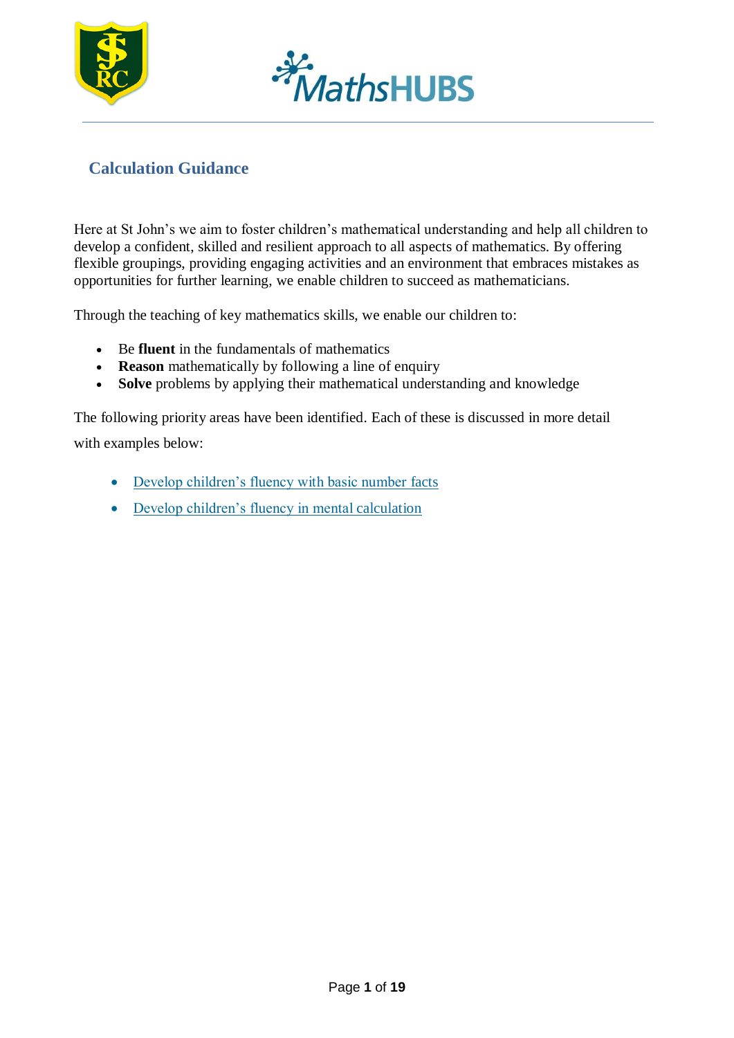# Calculation Guidance

Here at St John's we aim to foster children's mathematical understanding and help all children to develop a confident, skilled and resilient approach to all aspects of mathematics. By offering flexible groupings, providing engaging activities and an environment that embraces mistakes as opportunities for further learning, we enable children to succeed as mathematicians.

Through the teaching of key mathematics skills, we enable our children to:

- Be **fluent** in the fundamentals of mathematics
- **Reason** mathematically by following a line of enquiry
- **Solve** problems by applying their mathematical understanding and knowledge

The following priority areas have been identified. Each of these is discussed in more detail with examples below:

- Develop children's fluency with basic number facts
- Develop children's fluency in mental calculation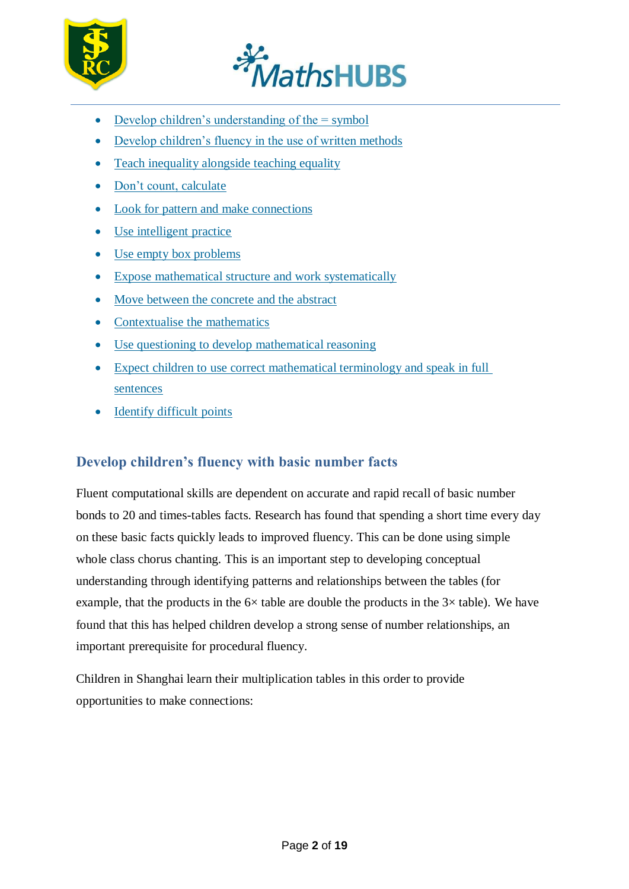- Develop children's understanding of the = symbol
- Develop children's fluency in the use of written methods
- Teach inequality alongside teaching equality
- Don't count, calculate
- Look for pattern and make connections
- Use intelligent practice
- Use empty box problems
- Expose mathematical structure and work systematically
- Move between the concrete and the abstract
- Contextualise the mathematics
- Use questioning to develop mathematical reasoning
- Expect children to use correct mathematical terminology and speak in full sentences
- Identify difficult points

## Develop children's fluency with basic number facts

Fluent computational skills are dependent on accurate and rapid recall of basic number bonds to 20 and times-tables facts. Research has found that spending a short time every day on these basic facts quickly leads to improved fluency. This can be done using simple whole class chorus chanting. This is an important step to developing conceptual understanding through identifying patterns and relationships between the tables (for example, that the products in the 6× table are double the products in the 3× table). We have found that this has helped children develop a strong sense of number relationships, an important prerequisite for procedural fluency.

Children in Shanghai learn their multiplication tables in this order to provide opportunities to make connections: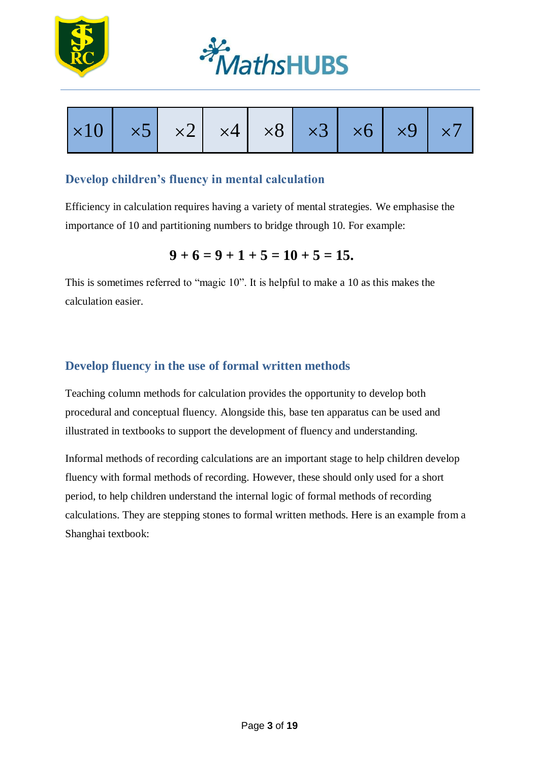| ×10 | ×5 | ×2 | ×4 | ×8 | ×3 | ×6 | ×9 | ×7 |
|---|---|---|---|---|---|---|---|---|

## Develop children's fluency in mental calculation

Efficiency in calculation requires having a variety of mental strategies. We emphasise the importance of 10 and partitioning numbers to bridge through 10. For example:

$$\mathbf{9 + 6 = 9 + 1 + 5 = 10 + 5 = 15.}$$

This is sometimes referred to "magic 10". It is helpful to make a 10 as this makes the calculation easier.

## Develop fluency in the use of formal written methods

Teaching column methods for calculation provides the opportunity to develop both procedural and conceptual fluency. Alongside this, base ten apparatus can be used and illustrated in textbooks to support the development of fluency and understanding.

Informal methods of recording calculations are an important stage to help children develop fluency with formal methods of recording. However, these should only used for a short period, to help children understand the internal logic of formal methods of recording calculations. They are stepping stones to formal written methods. Here is an example from a Shanghai textbook: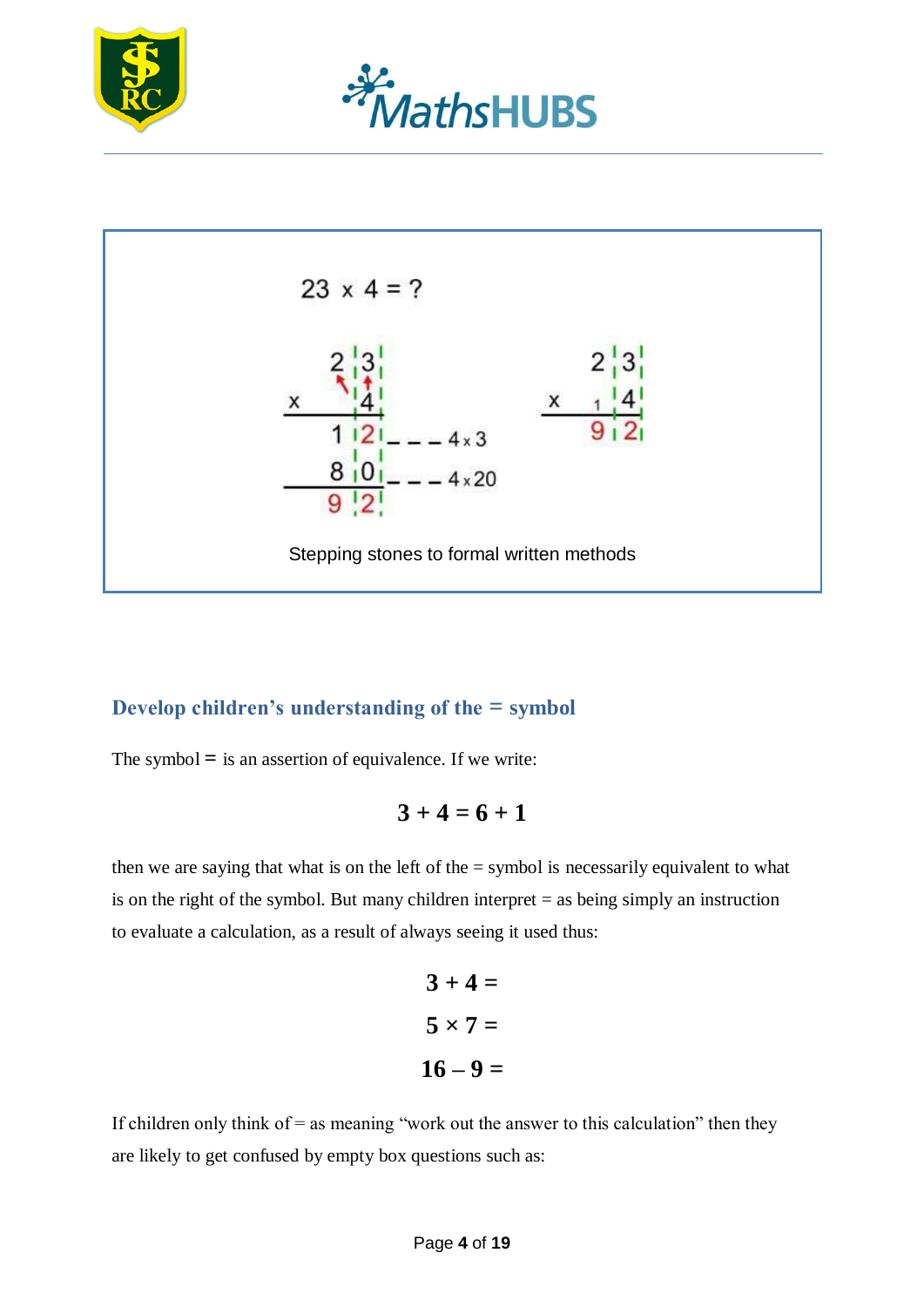23 x 4 = ?

```
    2 | 3
 x      4
 ---------
    1 | 2  - - - 4 x 3
    8 | 0  - - - 4 x 20
 ---------
    9 | 2
```

```
    2 | 3
 x   1  4
 ---------
    9 | 2
```

Stepping stones to formal written methods

## Develop children's understanding of the = symbol

The symbol = is an assertion of equivalence. If we write:

$$3 + 4 = 6 + 1$$

then we are saying that what is on the left of the = symbol is necessarily equivalent to what is on the right of the symbol. But many children interpret = as being simply an instruction to evaluate a calculation, as a result of always seeing it used thus:

$$3 + 4 =$$

$$5 \times 7 =$$

$$16 - 9 =$$

If children only think of = as meaning "work out the answer to this calculation" then they are likely to get confused by empty box questions such as: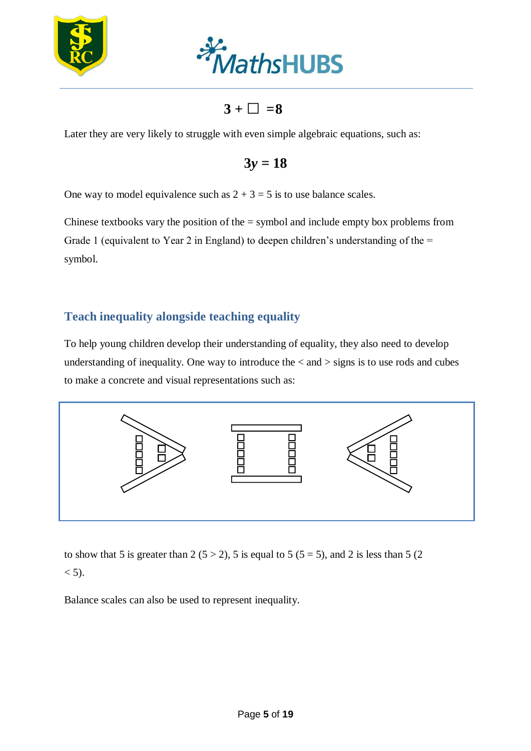$$3 + \square = 8$$

Later they are very likely to struggle with even simple algebraic equations, such as:

$$3y = 18$$

One way to model equivalence such as $2 + 3 = 5$ is to use balance scales.

Chinese textbooks vary the position of the = symbol and include empty box problems from Grade 1 (equivalent to Year 2 in England) to deepen children's understanding of the = symbol.

## Teach inequality alongside teaching equality

To help young children develop their understanding of equality, they also need to develop understanding of inequality. One way to introduce the < and > signs is to use rods and cubes to make a concrete and visual representations such as:

to show that 5 is greater than 2 ($5 > 2$), 5 is equal to 5 ($5 = 5$), and 2 is less than 5 ($2 < 5$).

Balance scales can also be used to represent inequality.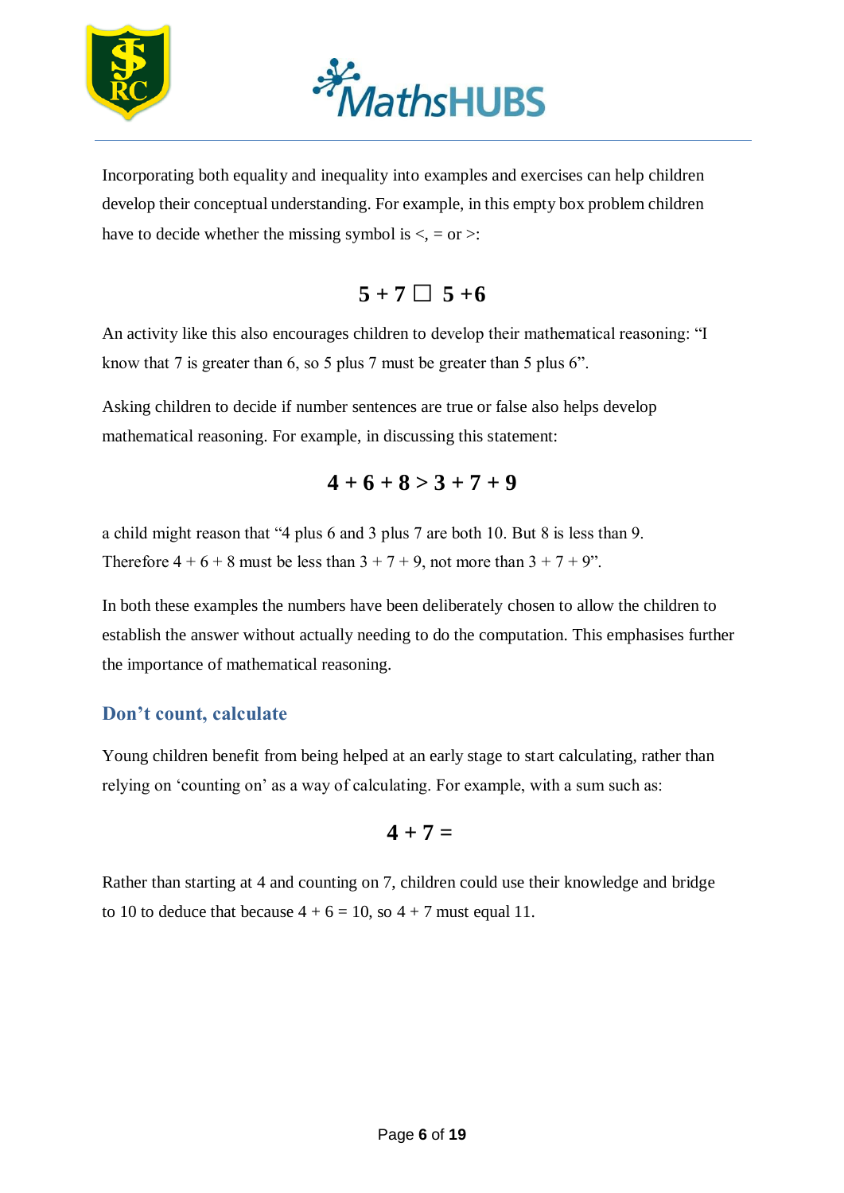Incorporating both equality and inequality into examples and exercises can help children develop their conceptual understanding. For example, in this empty box problem children have to decide whether the missing symbol is <, = or >:

$$5 + 7 \square\ 5 + 6$$

An activity like this also encourages children to develop their mathematical reasoning: "I know that 7 is greater than 6, so 5 plus 7 must be greater than 5 plus 6".

Asking children to decide if number sentences are true or false also helps develop mathematical reasoning. For example, in discussing this statement:

$$4 + 6 + 8 > 3 + 7 + 9$$

a child might reason that "4 plus 6 and 3 plus 7 are both 10. But 8 is less than 9. Therefore $4 + 6 + 8$ must be less than $3 + 7 + 9$, not more than $3 + 7 + 9$".

In both these examples the numbers have been deliberately chosen to allow the children to establish the answer without actually needing to do the computation. This emphasises further the importance of mathematical reasoning.

## Don't count, calculate

Young children benefit from being helped at an early stage to start calculating, rather than relying on 'counting on' as a way of calculating. For example, with a sum such as:

$$4 + 7 =$$

Rather than starting at 4 and counting on 7, children could use their knowledge and bridge to 10 to deduce that because $4 + 6 = 10$, so $4 + 7$ must equal 11.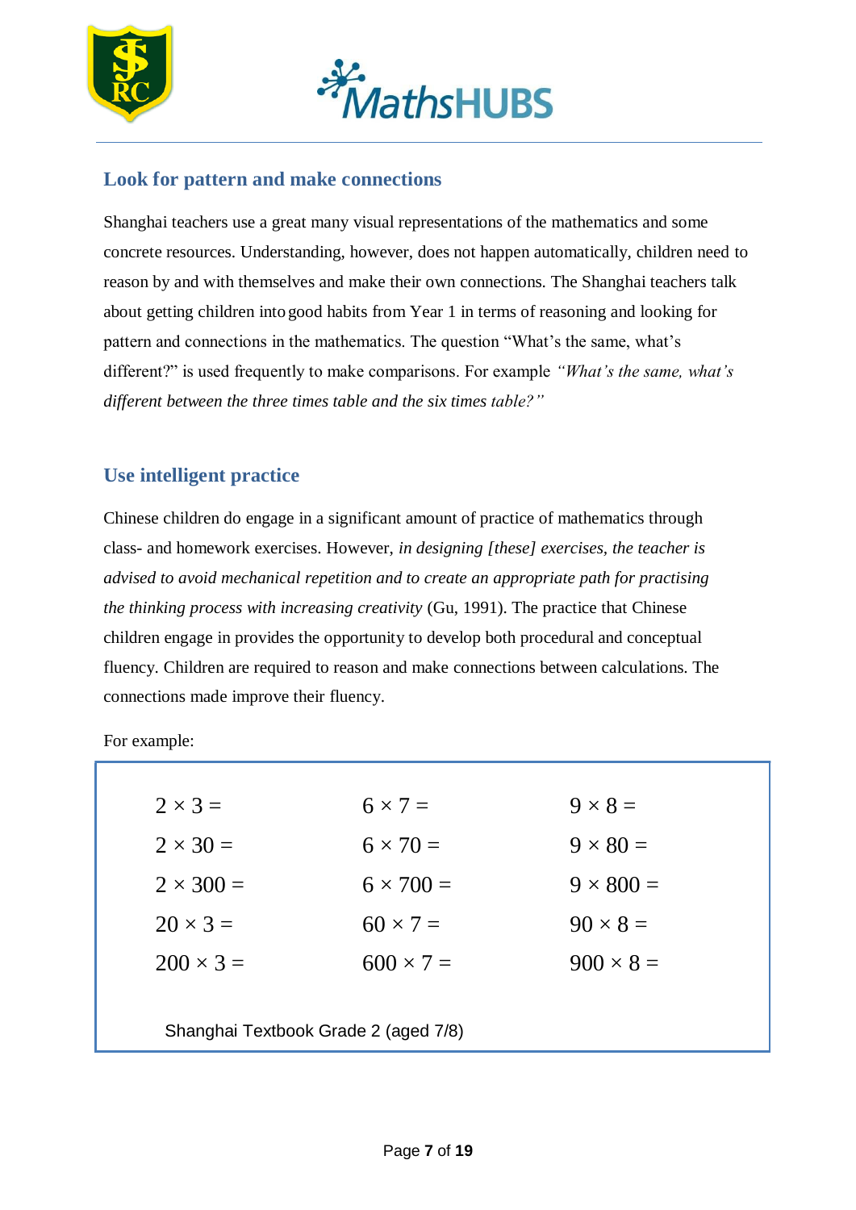## Look for pattern and make connections

Shanghai teachers use a great many visual representations of the mathematics and some concrete resources. Understanding, however, does not happen automatically, children need to reason by and with themselves and make their own connections. The Shanghai teachers talk about getting children into good habits from Year 1 in terms of reasoning and looking for pattern and connections in the mathematics. The question "What's the same, what's different?" is used frequently to make comparisons. For example *"What's the same, what's different between the three times table and the six times table?"*

## Use intelligent practice

Chinese children do engage in a significant amount of practice of mathematics through class- and homework exercises. However, *in designing [these] exercises, the teacher is advised to avoid mechanical repetition and to create an appropriate path for practising the thinking process with increasing creativity* (Gu, 1991). The practice that Chinese children engage in provides the opportunity to develop both procedural and conceptual fluency. Children are required to reason and make connections between calculations. The connections made improve their fluency.

For example:

| | | |
|---|---|---|
| $2 \times 3 =$ | $6 \times 7 =$ | $9 \times 8 =$ |
| $2 \times 30 =$ | $6 \times 70 =$ | $9 \times 80 =$ |
| $2 \times 300 =$ | $6 \times 700 =$ | $9 \times 800 =$ |
| $20 \times 3 =$ | $60 \times 7 =$ | $90 \times 8 =$ |
| $200 \times 3 =$ | $600 \times 7 =$ | $900 \times 8 =$ |

Shanghai Textbook Grade 2 (aged 7/8)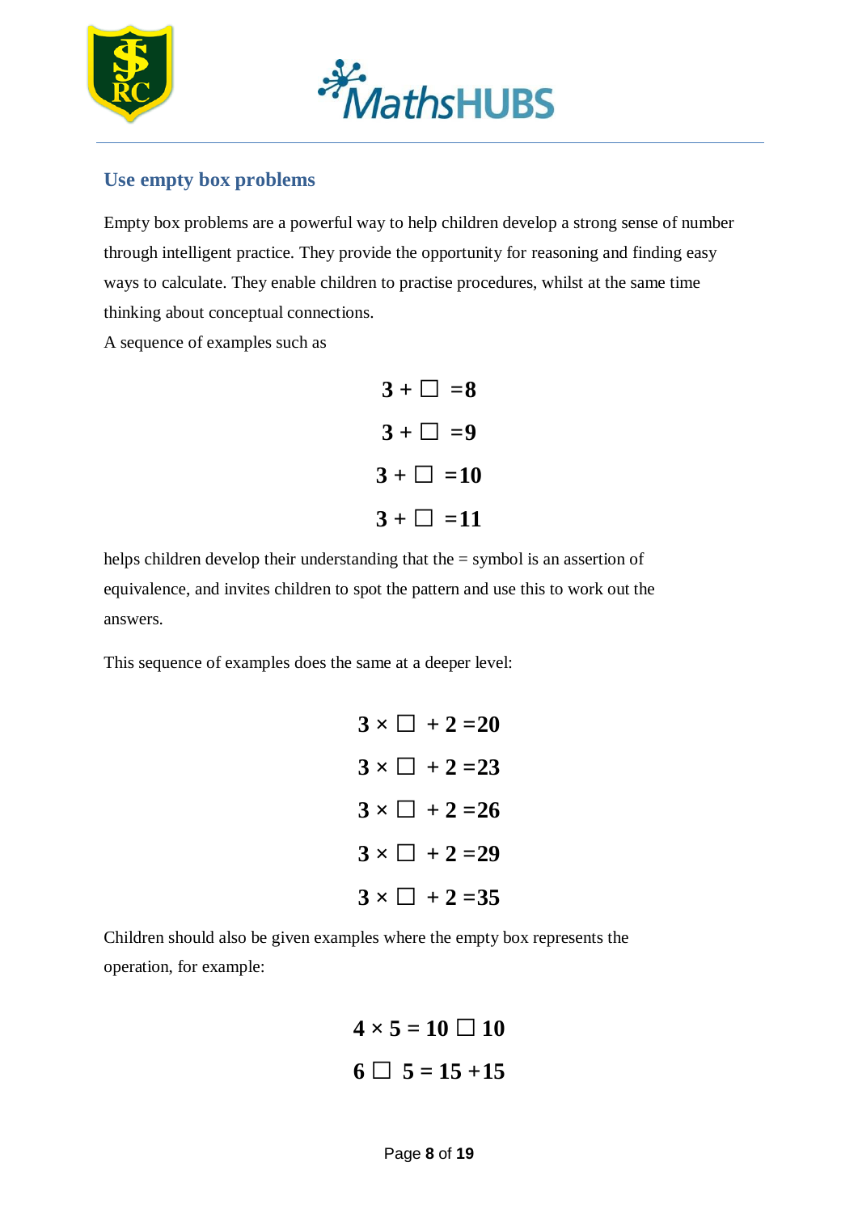## Use empty box problems

Empty box problems are a powerful way to help children develop a strong sense of number through intelligent practice. They provide the opportunity for reasoning and finding easy ways to calculate. They enable children to practise procedures, whilst at the same time thinking about conceptual connections.

A sequence of examples such as

$$3 + \square = 8$$

$$3 + \square = 9$$

$$3 + \square = 10$$

$$3 + \square = 11$$

helps children develop their understanding that the = symbol is an assertion of equivalence, and invites children to spot the pattern and use this to work out the answers.

This sequence of examples does the same at a deeper level:

$$3 \times \square + 2 = 20$$

$$3 \times \square + 2 = 23$$

$$3 \times \square + 2 = 26$$

$$3 \times \square + 2 = 29$$

$$3 \times \square + 2 = 35$$

Children should also be given examples where the empty box represents the operation, for example:

$$4 \times 5 = 10 \square 10$$

$$6 \square 5 = 15 + 15$$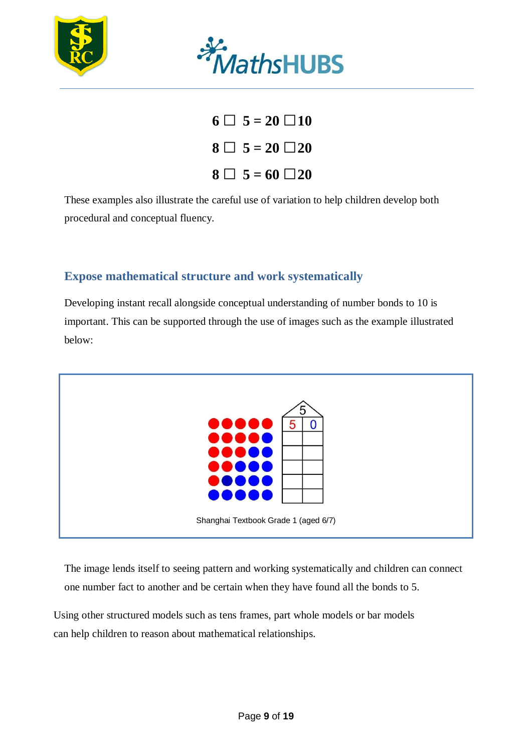$$6 \square 5 = 20 \square 10$$

$$8 \square 5 = 20 \square 20$$

$$8 \square 5 = 60 \square 20$$

These examples also illustrate the careful use of variation to help children develop both procedural and conceptual fluency.

## Expose mathematical structure and work systematically

Developing instant recall alongside conceptual understanding of number bonds to 10 is important. This can be supported through the use of images such as the example illustrated below:

Shanghai Textbook Grade 1 (aged 6/7)

The image lends itself to seeing pattern and working systematically and children can connect one number fact to another and be certain when they have found all the bonds to 5.

Using other structured models such as tens frames, part whole models or bar models can help children to reason about mathematical relationships.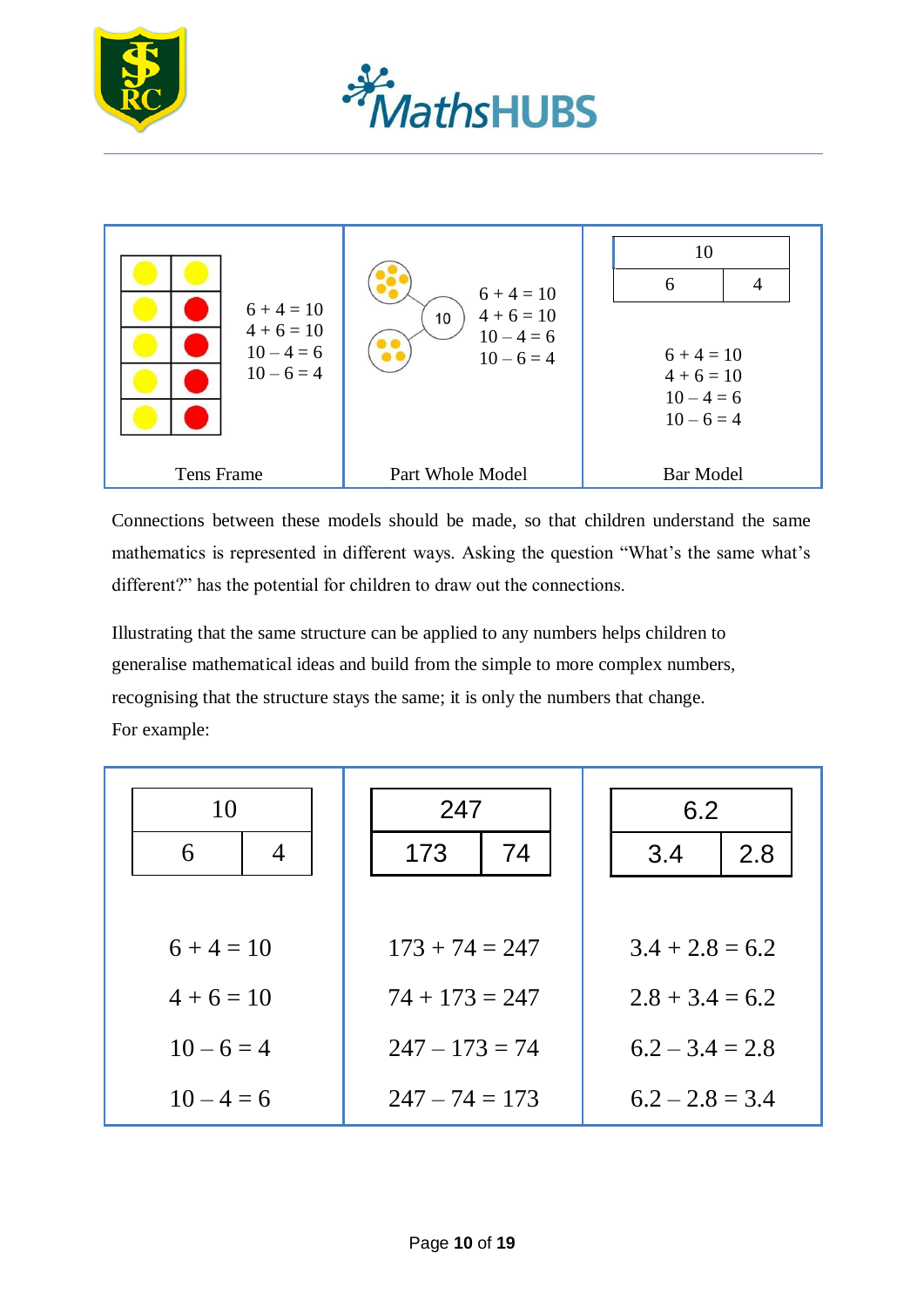| 6 + 4 = 10<br>4 + 6 = 10<br>10 – 4 = 6<br>10 – 6 = 4 | 6 + 4 = 10<br>4 + 6 = 10<br>10 – 4 = 6<br>10 – 6 = 4 | 10<br>6 \| 4<br><br>6 + 4 = 10<br>4 + 6 = 10<br>10 – 4 = 6<br>10 – 6 = 4 |
|---|---|---|
| Tens Frame | Part Whole Model | Bar Model |

Connections between these models should be made, so that children understand the same mathematics is represented in different ways. Asking the question "What's the same what's different?" has the potential for children to draw out the connections.

Illustrating that the same structure can be applied to any numbers helps children to generalise mathematical ideas and build from the simple to more complex numbers, recognising that the structure stays the same; it is only the numbers that change.
For example:

| 10<br>6 \| 4 | 247<br>173 \| 74 | 6.2<br>3.4 \| 2.8 |
|---|---|---|
| 6 + 4 = 10 | 173 + 74 = 247 | 3.4 + 2.8 = 6.2 |
| 4 + 6 = 10 | 74 + 173 = 247 | 2.8 + 3.4 = 6.2 |
| 10 – 6 = 4 | 247 – 173 = 74 | 6.2 – 3.4 = 2.8 |
| 10 – 4 = 6 | 247 – 74 = 173 | 6.2 – 2.8 = 3.4 |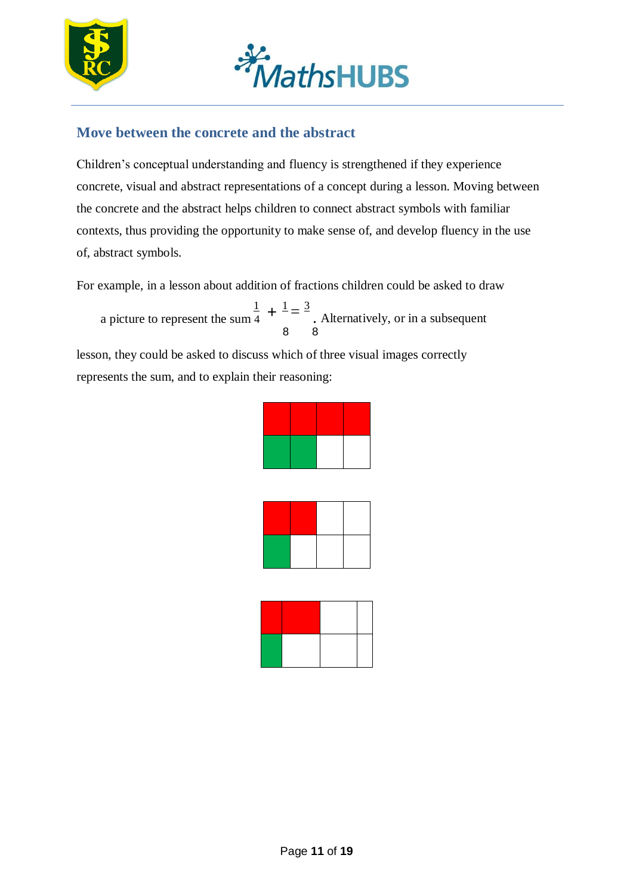## Move between the concrete and the abstract

Children's conceptual understanding and fluency is strengthened if they experience concrete, visual and abstract representations of a concept during a lesson. Moving between the concrete and the abstract helps children to connect abstract symbols with familiar contexts, thus providing the opportunity to make sense of, and develop fluency in the use of, abstract symbols.

For example, in a lesson about addition of fractions children could be asked to draw a picture to represent the sum $\frac{1}{4} + \frac{1}{8} = \frac{3}{8}$. Alternatively, or in a subsequent lesson, they could be asked to discuss which of three visual images correctly represents the sum, and to explain their reasoning: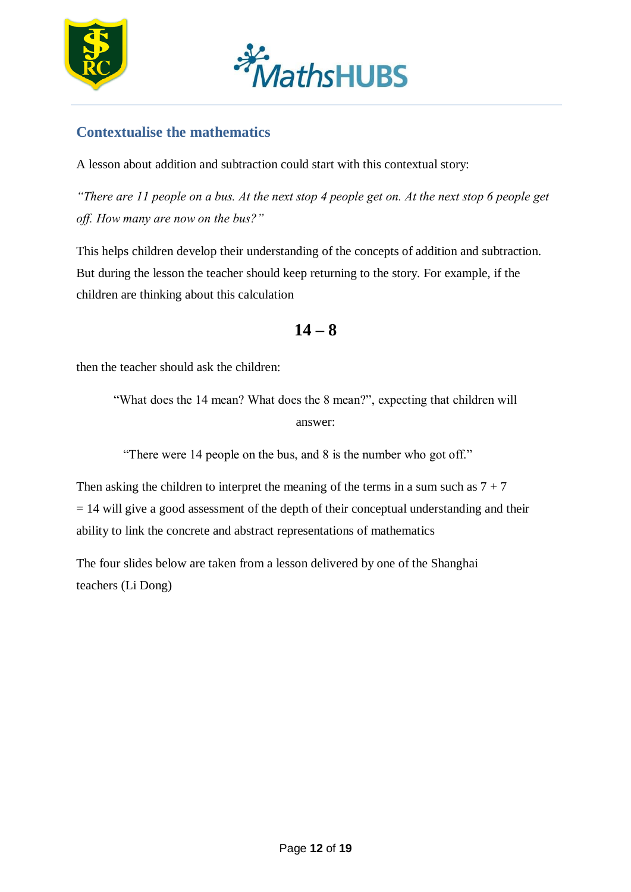## Contextualise the mathematics

A lesson about addition and subtraction could start with this contextual story:

*"There are 11 people on a bus. At the next stop 4 people get on. At the next stop 6 people get off. How many are now on the bus?"*

This helps children develop their understanding of the concepts of addition and subtraction. But during the lesson the teacher should keep returning to the story. For example, if the children are thinking about this calculation

$$\mathbf{14 - 8}$$

then the teacher should ask the children:

> "What does the 14 mean? What does the 8 mean?", expecting that children will answer:
>
> "There were 14 people on the bus, and 8 is the number who got off."

Then asking the children to interpret the meaning of the terms in a sum such as $7 + 7 = 14$ will give a good assessment of the depth of their conceptual understanding and their ability to link the concrete and abstract representations of mathematics

The four slides below are taken from a lesson delivered by one of the Shanghai teachers (Li Dong)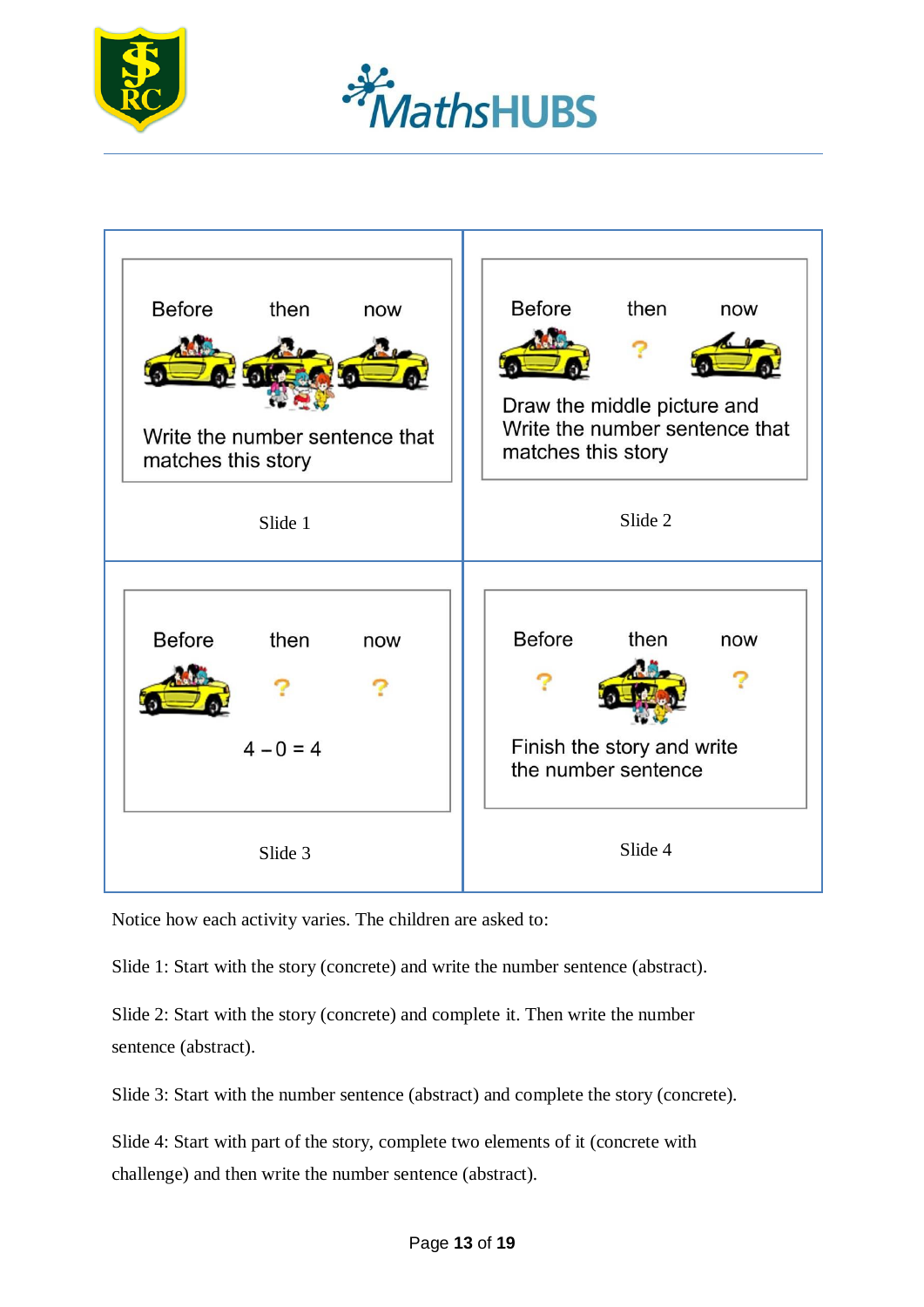| | |
|---|---|
| Before then now<br><br>Write the number sentence that matches this story<br><br>Slide 1 | Before then now<br><br>?<br><br>Draw the middle picture and Write the number sentence that matches this story<br><br>Slide 2 |
| Before then now<br><br>? ?<br><br>$4 - 0 = 4$<br><br>Slide 3 | Before then now<br><br>? ?<br><br>Finish the story and write the number sentence<br><br>Slide 4 |

Notice how each activity varies. The children are asked to:

Slide 1: Start with the story (concrete) and write the number sentence (abstract).

Slide 2: Start with the story (concrete) and complete it. Then write the number sentence (abstract).

Slide 3: Start with the number sentence (abstract) and complete the story (concrete).

Slide 4: Start with part of the story, complete two elements of it (concrete with challenge) and then write the number sentence (abstract).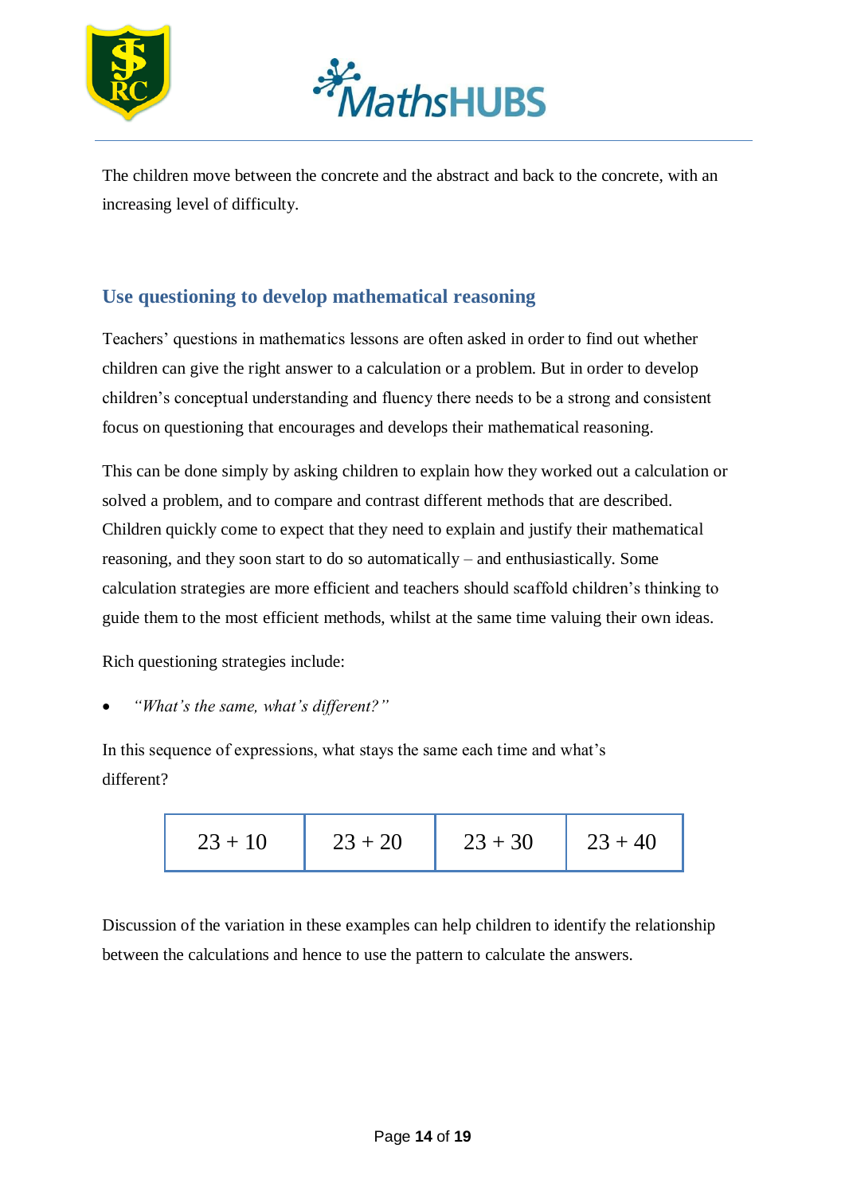The children move between the concrete and the abstract and back to the concrete, with an increasing level of difficulty.

## Use questioning to develop mathematical reasoning

Teachers' questions in mathematics lessons are often asked in order to find out whether children can give the right answer to a calculation or a problem. But in order to develop children's conceptual understanding and fluency there needs to be a strong and consistent focus on questioning that encourages and develops their mathematical reasoning.

This can be done simply by asking children to explain how they worked out a calculation or solved a problem, and to compare and contrast different methods that are described. Children quickly come to expect that they need to explain and justify their mathematical reasoning, and they soon start to do so automatically – and enthusiastically. Some calculation strategies are more efficient and teachers should scaffold children's thinking to guide them to the most efficient methods, whilst at the same time valuing their own ideas.

Rich questioning strategies include:

- *"What's the same, what's different?"*

In this sequence of expressions, what stays the same each time and what's different?

| 23 + 10 | 23 + 20 | 23 + 30 | 23 + 40 |
|---|---|---|---|

Discussion of the variation in these examples can help children to identify the relationship between the calculations and hence to use the pattern to calculate the answers.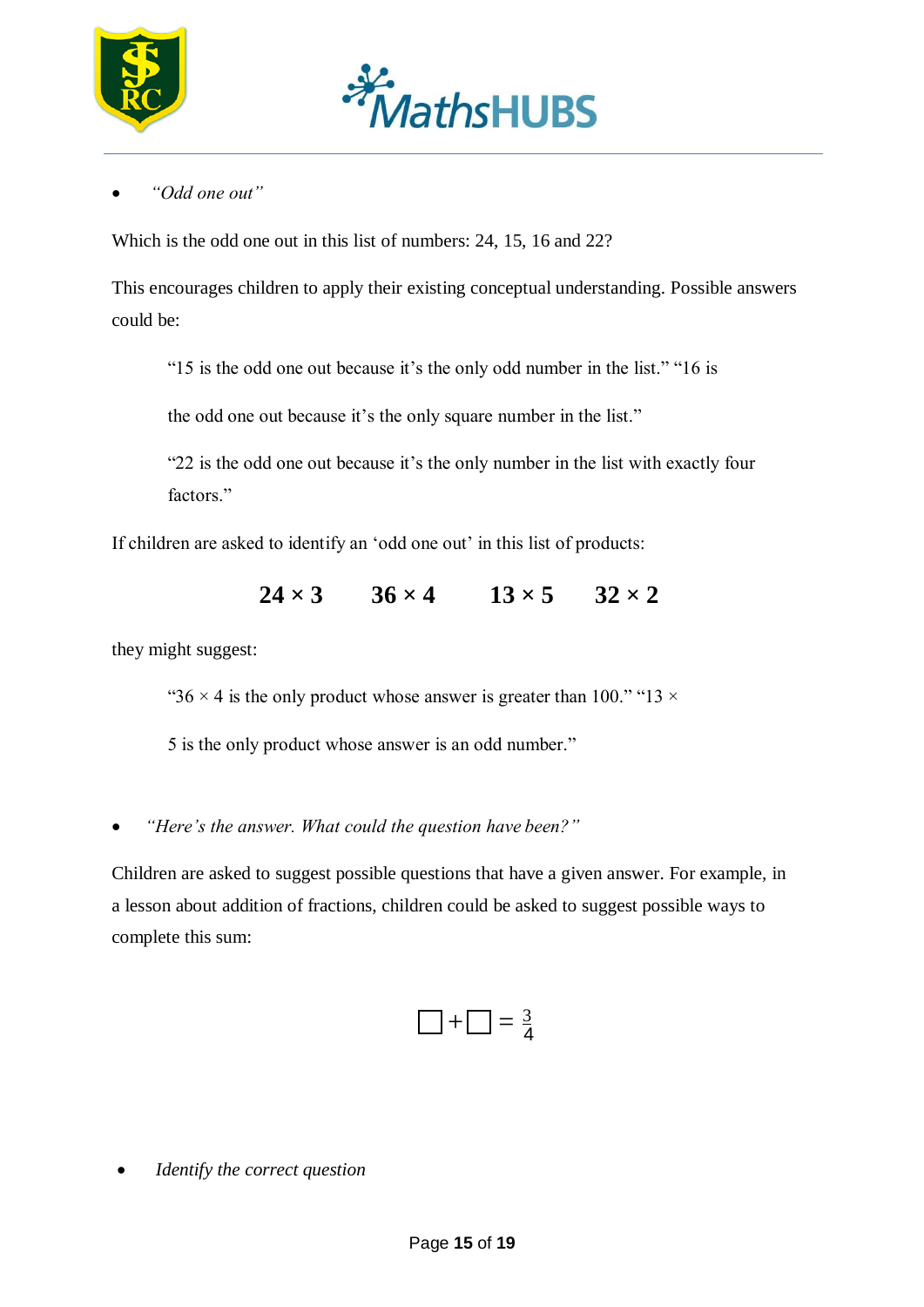- *"Odd one out"*

Which is the odd one out in this list of numbers: 24, 15, 16 and 22?

This encourages children to apply their existing conceptual understanding. Possible answers could be:

> "15 is the odd one out because it's the only odd number in the list." "16 is the odd one out because it's the only square number in the list."
>
> "22 is the odd one out because it's the only number in the list with exactly four factors."

If children are asked to identify an 'odd one out' in this list of products:

$$\mathbf{24 \times 3 \qquad 36 \times 4 \qquad 13 \times 5 \qquad 32 \times 2}$$

they might suggest:

> "$36 \times 4$ is the only product whose answer is greater than 100." "$13 \times 5$ is the only product whose answer is an odd number."

- *"Here's the answer. What could the question have been?"*

Children are asked to suggest possible questions that have a given answer. For example, in a lesson about addition of fractions, children could be asked to suggest possible ways to complete this sum:

$$\square + \square = \frac{3}{4}$$

- *Identify the correct question*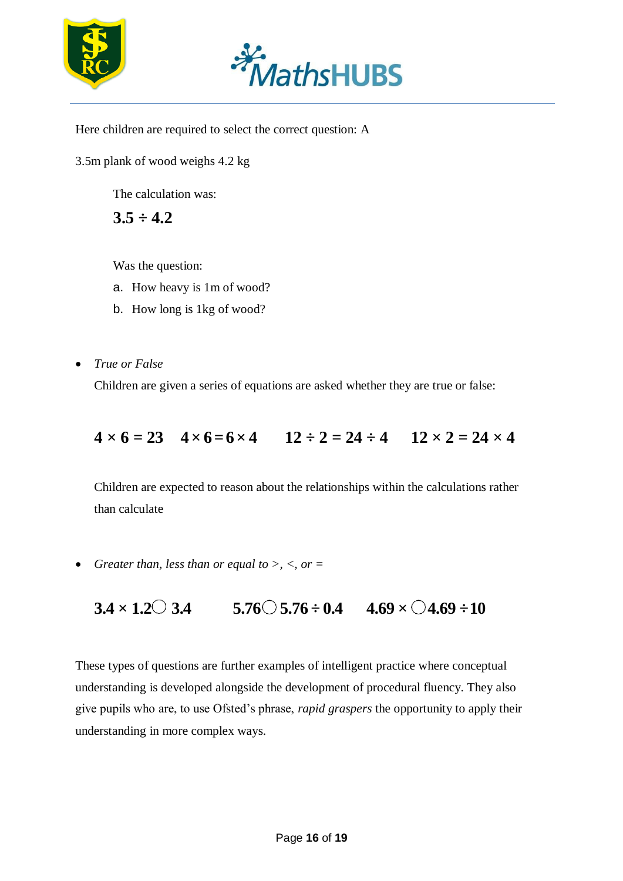Here children are required to select the correct question: A

3.5m plank of wood weighs 4.2 kg

The calculation was:

$$3.5 \div 4.2$$

Was the question:

a. How heavy is 1m of wood?
b. How long is 1kg of wood?

- *True or False*

  Children are given a series of equations are asked whether they are true or false:

  $$4 \times 6 = 23 \quad 4 \times 6 = 6 \times 4 \quad 12 \div 2 = 24 \div 4 \quad 12 \times 2 = 24 \times 4$$

  Children are expected to reason about the relationships within the calculations rather than calculate

- *Greater than, less than or equal to* >, <, *or* =

  $$3.4 \times 1.2 \bigcirc 3.4 \quad 5.76 \bigcirc 5.76 \div 0.4 \quad 4.69 \times \bigcirc 4.69 \div 10$$

These types of questions are further examples of intelligent practice where conceptual understanding is developed alongside the development of procedural fluency. They also give pupils who are, to use Ofsted's phrase, *rapid graspers* the opportunity to apply their understanding in more complex ways.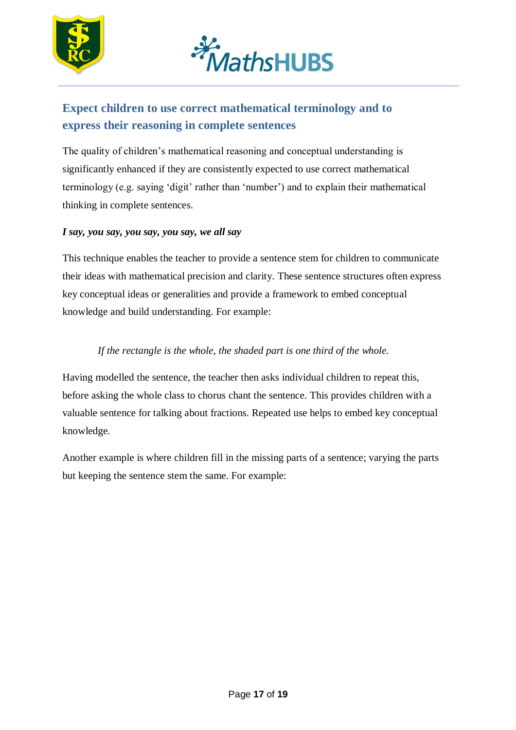## Expect children to use correct mathematical terminology and to express their reasoning in complete sentences

The quality of children's mathematical reasoning and conceptual understanding is significantly enhanced if they are consistently expected to use correct mathematical terminology (e.g. saying 'digit' rather than 'number') and to explain their mathematical thinking in complete sentences.

***I say, you say, you say, you say, we all say***

This technique enables the teacher to provide a sentence stem for children to communicate their ideas with mathematical precision and clarity. These sentence structures often express key conceptual ideas or generalities and provide a framework to embed conceptual knowledge and build understanding. For example:

> *If the rectangle is the whole, the shaded part is one third of the whole.*

Having modelled the sentence, the teacher then asks individual children to repeat this, before asking the whole class to chorus chant the sentence. This provides children with a valuable sentence for talking about fractions. Repeated use helps to embed key conceptual knowledge.

Another example is where children fill in the missing parts of a sentence; varying the parts but keeping the sentence stem the same. For example: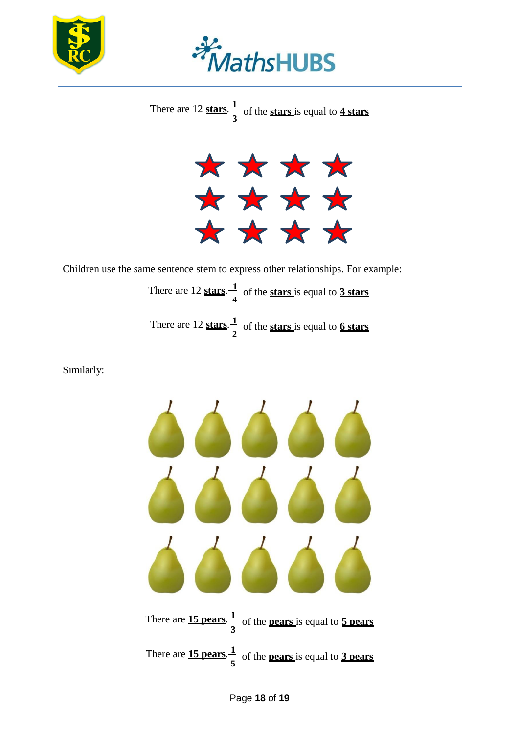There are 12 **stars**. $\frac{1}{3}$ of the **stars** is equal to **4 stars**

Children use the same sentence stem to express other relationships. For example:

There are 12 **stars**. $\frac{1}{4}$ of the **stars** is equal to **3 stars**

There are 12 **stars**. $\frac{1}{2}$ of the **stars** is equal to **6 stars**

Similarly:

There are **15 pears**. $\frac{1}{3}$ of the **pears** is equal to **5 pears**

There are **15 pears**. $\frac{1}{5}$ of the **pears** is equal to **3 pears**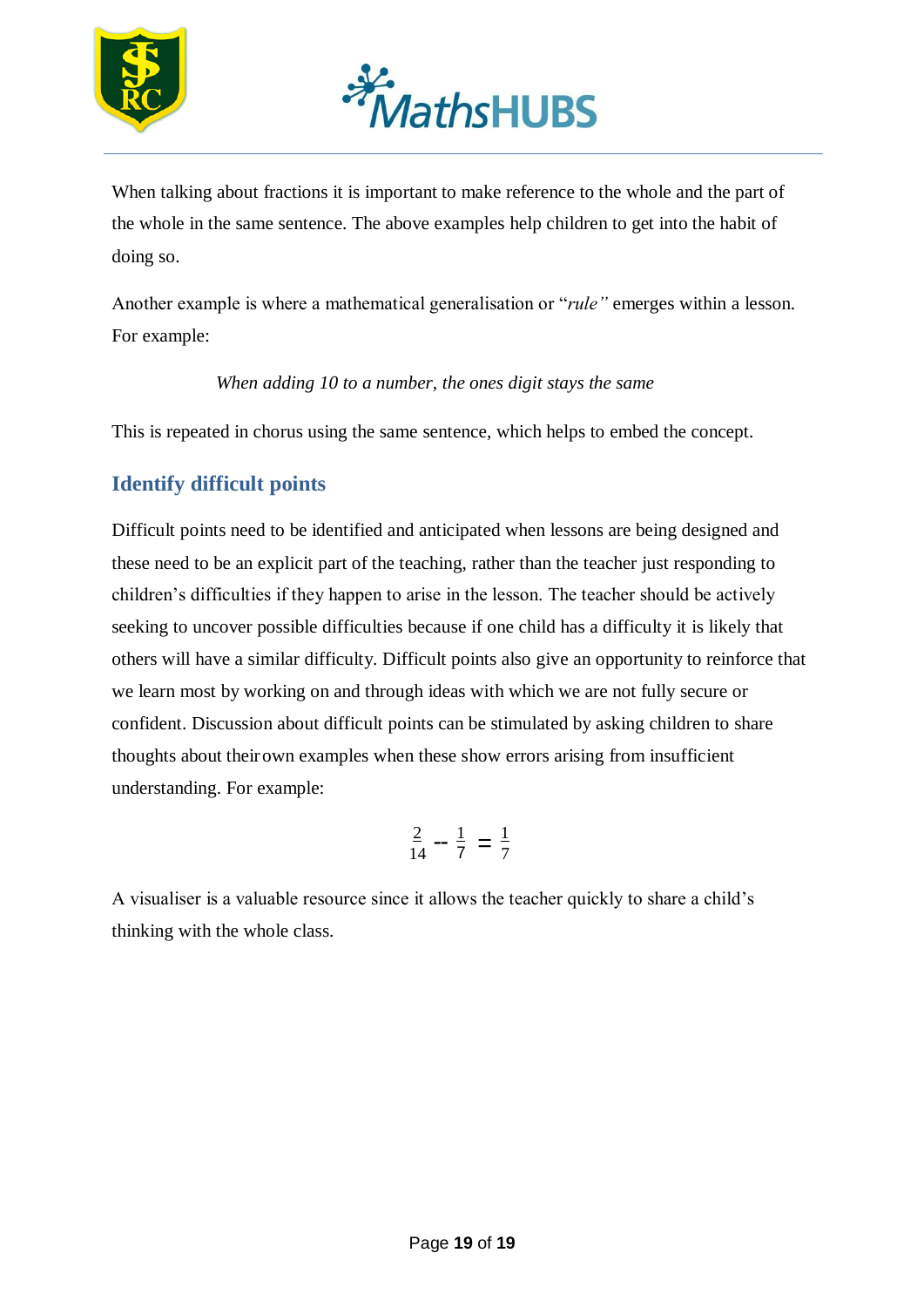When talking about fractions it is important to make reference to the whole and the part of the whole in the same sentence. The above examples help children to get into the habit of doing so.

Another example is where a mathematical generalisation or "*rule*" emerges within a lesson. For example:

*When adding 10 to a number, the ones digit stays the same*

This is repeated in chorus using the same sentence, which helps to embed the concept.

## Identify difficult points

Difficult points need to be identified and anticipated when lessons are being designed and these need to be an explicit part of the teaching, rather than the teacher just responding to children's difficulties if they happen to arise in the lesson. The teacher should be actively seeking to uncover possible difficulties because if one child has a difficulty it is likely that others will have a similar difficulty. Difficult points also give an opportunity to reinforce that we learn most by working on and through ideas with which we are not fully secure or confident. Discussion about difficult points can be stimulated by asking children to share thoughts about their own examples when these show errors arising from insufficient understanding. For example:

$$\frac{2}{14} - \frac{1}{7} = \frac{1}{7}$$

A visualiser is a valuable resource since it allows the teacher quickly to share a child's thinking with the whole class.